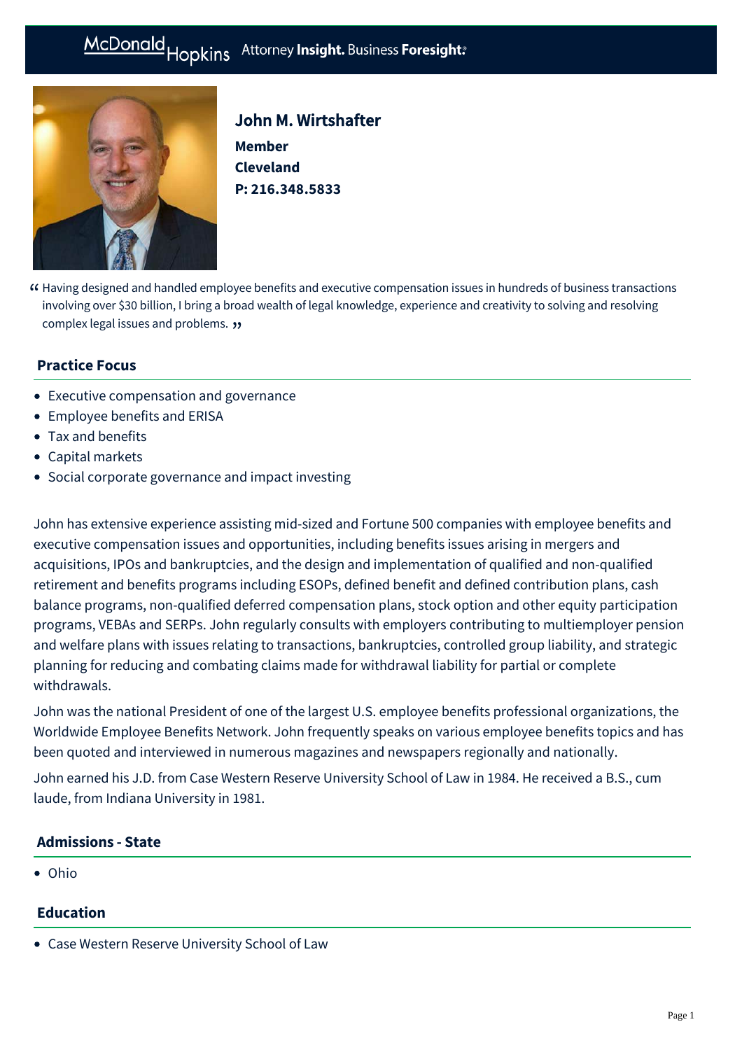# John M. Wirtshafter

**Member**
**Cleveland**
**P: 216.348.5833**

> "Having designed and handled employee benefits and executive compensation issues in hundreds of business transactions involving over $30 billion, I bring a broad wealth of legal knowledge, experience and creativity to solving and resolving complex legal issues and problems."

## Practice Focus

- Executive compensation and governance
- Employee benefits and ERISA
- Tax and benefits
- Capital markets
- Social corporate governance and impact investing

John has extensive experience assisting mid-sized and Fortune 500 companies with employee benefits and executive compensation issues and opportunities, including benefits issues arising in mergers and acquisitions, IPOs and bankruptcies, and the design and implementation of qualified and non-qualified retirement and benefits programs including ESOPs, defined benefit and defined contribution plans, cash balance programs, non-qualified deferred compensation plans, stock option and other equity participation programs, VEBAs and SERPs. John regularly consults with employers contributing to multiemployer pension and welfare plans with issues relating to transactions, bankruptcies, controlled group liability, and strategic planning for reducing and combating claims made for withdrawal liability for partial or complete withdrawals.

John was the national President of one of the largest U.S. employee benefits professional organizations, the Worldwide Employee Benefits Network. John frequently speaks on various employee benefits topics and has been quoted and interviewed in numerous magazines and newspapers regionally and nationally.

John earned his J.D. from Case Western Reserve University School of Law in 1984. He received a B.S., cum laude, from Indiana University in 1981.

## Admissions - State

- Ohio

## Education

- Case Western Reserve University School of Law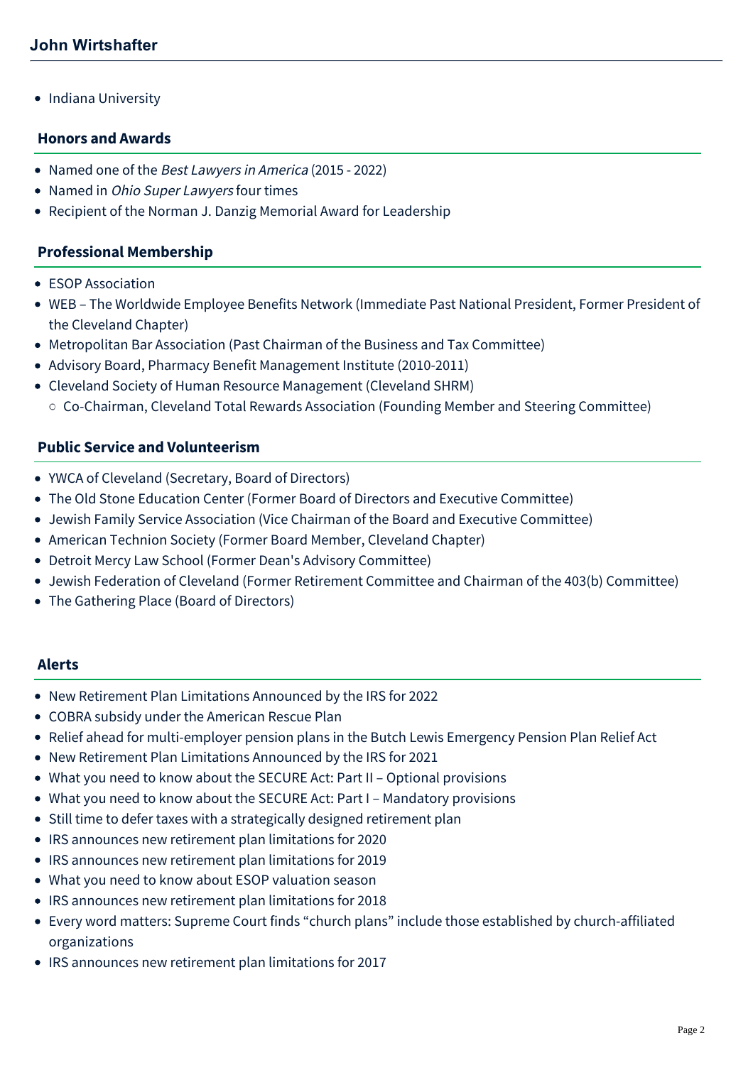- Indiana University

## Honors and Awards

- Named one of the *Best Lawyers in America* (2015 - 2022)
- Named in *Ohio Super Lawyers* four times
- Recipient of the Norman J. Danzig Memorial Award for Leadership

## Professional Membership

- ESOP Association
- WEB – The Worldwide Employee Benefits Network (Immediate Past National President, Former President of the Cleveland Chapter)
- Metropolitan Bar Association (Past Chairman of the Business and Tax Committee)
- Advisory Board, Pharmacy Benefit Management Institute (2010-2011)
- Cleveland Society of Human Resource Management (Cleveland SHRM)
  - Co-Chairman, Cleveland Total Rewards Association (Founding Member and Steering Committee)

## Public Service and Volunteerism

- YWCA of Cleveland (Secretary, Board of Directors)
- The Old Stone Education Center (Former Board of Directors and Executive Committee)
- Jewish Family Service Association (Vice Chairman of the Board and Executive Committee)
- American Technion Society (Former Board Member, Cleveland Chapter)
- Detroit Mercy Law School (Former Dean's Advisory Committee)
- Jewish Federation of Cleveland (Former Retirement Committee and Chairman of the 403(b) Committee)
- The Gathering Place (Board of Directors)

## Alerts

- New Retirement Plan Limitations Announced by the IRS for 2022
- COBRA subsidy under the American Rescue Plan
- Relief ahead for multi-employer pension plans in the Butch Lewis Emergency Pension Plan Relief Act
- New Retirement Plan Limitations Announced by the IRS for 2021
- What you need to know about the SECURE Act: Part II – Optional provisions
- What you need to know about the SECURE Act: Part I – Mandatory provisions
- Still time to defer taxes with a strategically designed retirement plan
- IRS announces new retirement plan limitations for 2020
- IRS announces new retirement plan limitations for 2019
- What you need to know about ESOP valuation season
- IRS announces new retirement plan limitations for 2018
- Every word matters: Supreme Court finds “church plans” include those established by church-affiliated organizations
- IRS announces new retirement plan limitations for 2017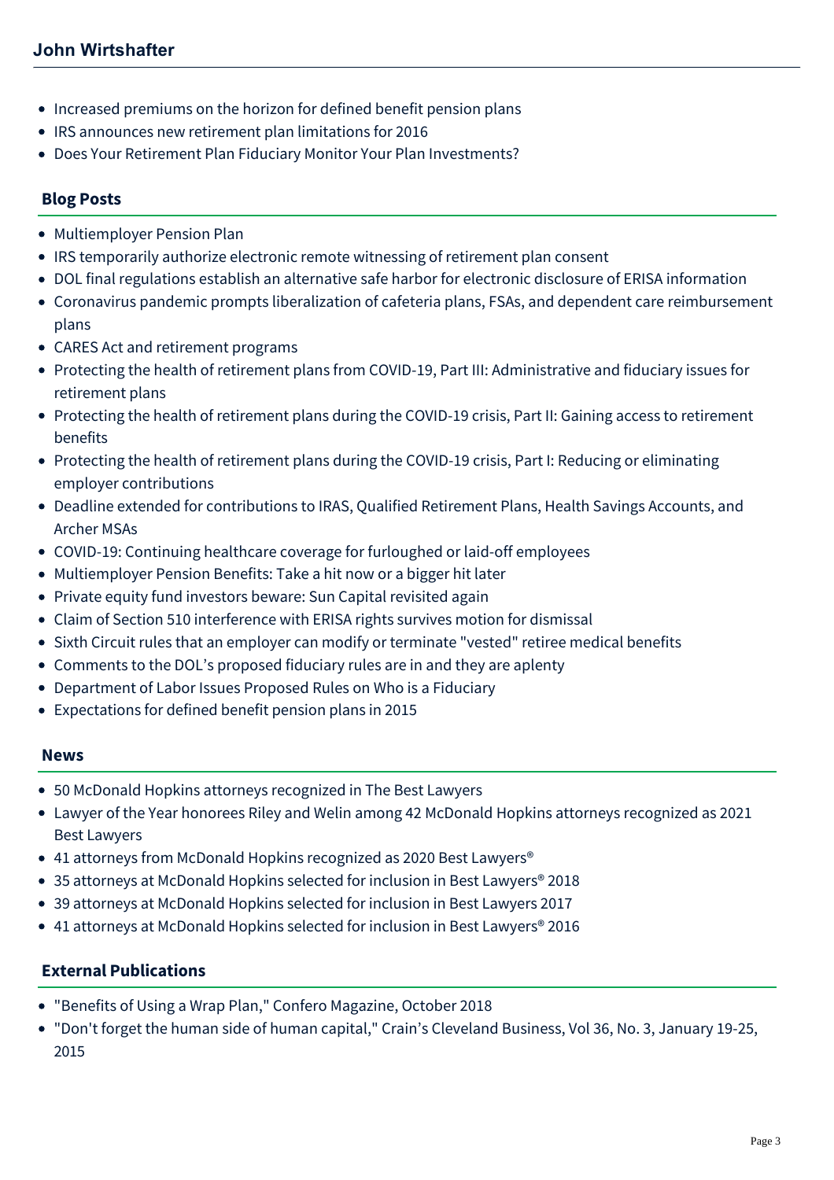- Increased premiums on the horizon for defined benefit pension plans
- IRS announces new retirement plan limitations for 2016
- Does Your Retirement Plan Fiduciary Monitor Your Plan Investments?

## Blog Posts

- Multiemployer Pension Plan
- IRS temporarily authorize electronic remote witnessing of retirement plan consent
- DOL final regulations establish an alternative safe harbor for electronic disclosure of ERISA information
- Coronavirus pandemic prompts liberalization of cafeteria plans, FSAs, and dependent care reimbursement plans
- CARES Act and retirement programs
- Protecting the health of retirement plans from COVID-19, Part III: Administrative and fiduciary issues for retirement plans
- Protecting the health of retirement plans during the COVID-19 crisis, Part II: Gaining access to retirement benefits
- Protecting the health of retirement plans during the COVID-19 crisis, Part I: Reducing or eliminating employer contributions
- Deadline extended for contributions to IRAS, Qualified Retirement Plans, Health Savings Accounts, and Archer MSAs
- COVID-19: Continuing healthcare coverage for furloughed or laid-off employees
- Multiemployer Pension Benefits: Take a hit now or a bigger hit later
- Private equity fund investors beware: Sun Capital revisited again
- Claim of Section 510 interference with ERISA rights survives motion for dismissal
- Sixth Circuit rules that an employer can modify or terminate "vested" retiree medical benefits
- Comments to the DOL's proposed fiduciary rules are in and they are aplenty
- Department of Labor Issues Proposed Rules on Who is a Fiduciary
- Expectations for defined benefit pension plans in 2015

## News

- 50 McDonald Hopkins attorneys recognized in The Best Lawyers
- Lawyer of the Year honorees Riley and Welin among 42 McDonald Hopkins attorneys recognized as 2021 Best Lawyers
- 41 attorneys from McDonald Hopkins recognized as 2020 Best Lawyers®
- 35 attorneys at McDonald Hopkins selected for inclusion in Best Lawyers® 2018
- 39 attorneys at McDonald Hopkins selected for inclusion in Best Lawyers 2017
- 41 attorneys at McDonald Hopkins selected for inclusion in Best Lawyers® 2016

## External Publications

- "Benefits of Using a Wrap Plan," Confero Magazine, October 2018
- "Don't forget the human side of human capital," Crain's Cleveland Business, Vol 36, No. 3, January 19-25, 2015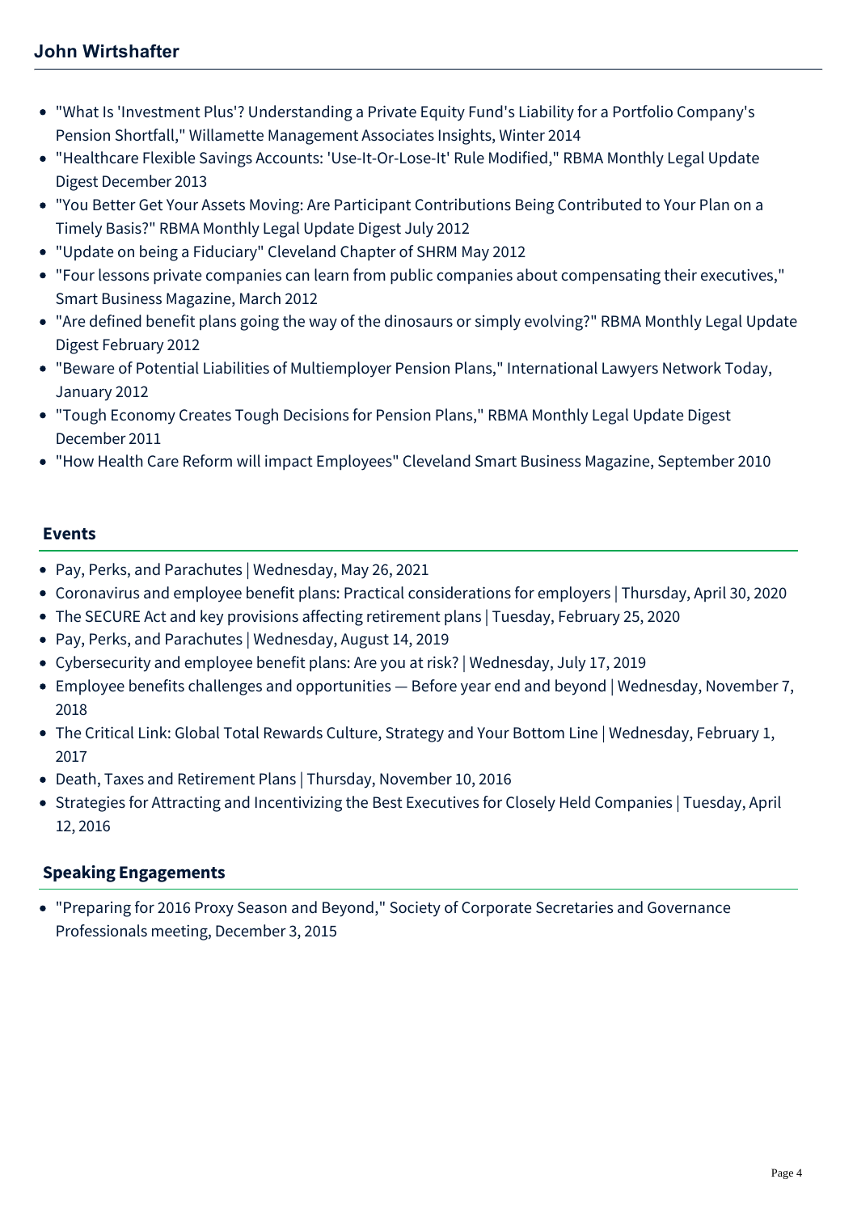- "What Is 'Investment Plus'? Understanding a Private Equity Fund's Liability for a Portfolio Company's Pension Shortfall," Willamette Management Associates Insights, Winter 2014
- "Healthcare Flexible Savings Accounts: 'Use-It-Or-Lose-It' Rule Modified," RBMA Monthly Legal Update Digest December 2013
- "You Better Get Your Assets Moving: Are Participant Contributions Being Contributed to Your Plan on a Timely Basis?" RBMA Monthly Legal Update Digest July 2012
- "Update on being a Fiduciary" Cleveland Chapter of SHRM May 2012
- "Four lessons private companies can learn from public companies about compensating their executives," Smart Business Magazine, March 2012
- "Are defined benefit plans going the way of the dinosaurs or simply evolving?" RBMA Monthly Legal Update Digest February 2012
- "Beware of Potential Liabilities of Multiemployer Pension Plans," International Lawyers Network Today, January 2012
- "Tough Economy Creates Tough Decisions for Pension Plans," RBMA Monthly Legal Update Digest December 2011
- "How Health Care Reform will impact Employees" Cleveland Smart Business Magazine, September 2010

## Events

- Pay, Perks, and Parachutes | Wednesday, May 26, 2021
- Coronavirus and employee benefit plans: Practical considerations for employers | Thursday, April 30, 2020
- The SECURE Act and key provisions affecting retirement plans | Tuesday, February 25, 2020
- Pay, Perks, and Parachutes | Wednesday, August 14, 2019
- Cybersecurity and employee benefit plans: Are you at risk? | Wednesday, July 17, 2019
- Employee benefits challenges and opportunities — Before year end and beyond | Wednesday, November 7, 2018
- The Critical Link: Global Total Rewards Culture, Strategy and Your Bottom Line | Wednesday, February 1, 2017
- Death, Taxes and Retirement Plans | Thursday, November 10, 2016
- Strategies for Attracting and Incentivizing the Best Executives for Closely Held Companies | Tuesday, April 12, 2016

## Speaking Engagements

- "Preparing for 2016 Proxy Season and Beyond," Society of Corporate Secretaries and Governance Professionals meeting, December 3, 2015